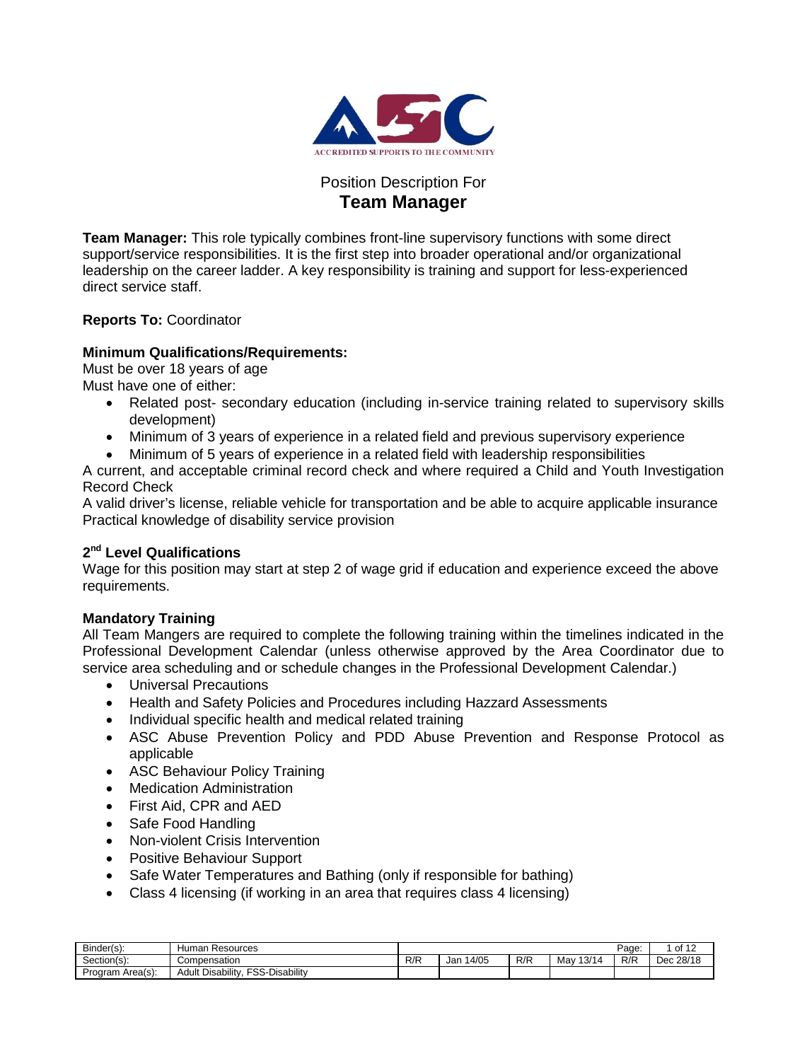ACCREDITED SUPPORTS TO THE COMMUNITY

# Position Description For
## Team Manager

**Team Manager:** This role typically combines front-line supervisory functions with some direct support/service responsibilities. It is the first step into broader operational and/or organizational leadership on the career ladder. A key responsibility is training and support for less-experienced direct service staff.

**Reports To:** Coordinator

**Minimum Qualifications/Requirements:**

Must be over 18 years of age
Must have one of either:

- Related post- secondary education (including in-service training related to supervisory skills development)
- Minimum of 3 years of experience in a related field and previous supervisory experience
- Minimum of 5 years of experience in a related field with leadership responsibilities

A current, and acceptable criminal record check and where required a Child and Youth Investigation Record Check
A valid driver's license, reliable vehicle for transportation and be able to acquire applicable insurance
Practical knowledge of disability service provision

**2nd Level Qualifications**

Wage for this position may start at step 2 of wage grid if education and experience exceed the above requirements.

**Mandatory Training**

All Team Mangers are required to complete the following training within the timelines indicated in the Professional Development Calendar (unless otherwise approved by the Area Coordinator due to service area scheduling and or schedule changes in the Professional Development Calendar.)

- Universal Precautions
- Health and Safety Policies and Procedures including Hazzard Assessments
- Individual specific health and medical related training
- ASC Abuse Prevention Policy and PDD Abuse Prevention and Response Protocol as applicable
- ASC Behaviour Policy Training
- Medication Administration
- First Aid, CPR and AED
- Safe Food Handling
- Non-violent Crisis Intervention
- Positive Behaviour Support
- Safe Water Temperatures and Bathing (only if responsible for bathing)
- Class 4 licensing (if working in an area that requires class 4 licensing)

| Binder(s): | Human Resources | | | | | Page: | 1 of 12 |
|---|---|---|---|---|---|---|---|
| Section(s): | Compensation | R/R | Jan 14/05 | R/R | May 13/14 | R/R | Dec 28/18 |
| Program Area(s): | Adult Disability, FSS-Disability | | | | | | |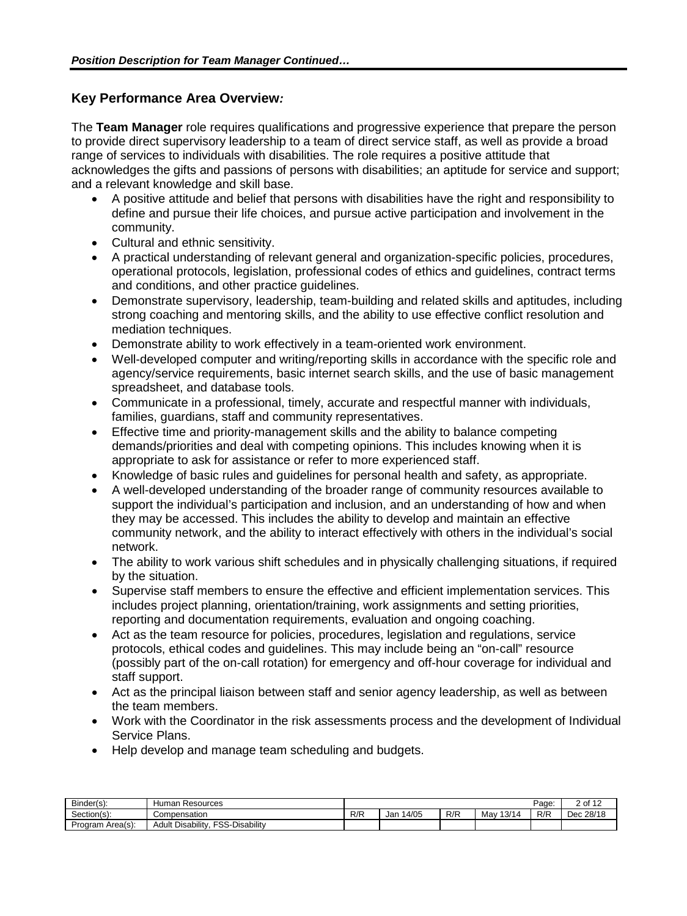## Key Performance Area Overview*:*

The **Team Manager** role requires qualifications and progressive experience that prepare the person to provide direct supervisory leadership to a team of direct service staff, as well as provide a broad range of services to individuals with disabilities. The role requires a positive attitude that acknowledges the gifts and passions of persons with disabilities; an aptitude for service and support; and a relevant knowledge and skill base.

- A positive attitude and belief that persons with disabilities have the right and responsibility to define and pursue their life choices, and pursue active participation and involvement in the community.
- Cultural and ethnic sensitivity.
- A practical understanding of relevant general and organization-specific policies, procedures, operational protocols, legislation, professional codes of ethics and guidelines, contract terms and conditions, and other practice guidelines.
- Demonstrate supervisory, leadership, team-building and related skills and aptitudes, including strong coaching and mentoring skills, and the ability to use effective conflict resolution and mediation techniques.
- Demonstrate ability to work effectively in a team-oriented work environment.
- Well-developed computer and writing/reporting skills in accordance with the specific role and agency/service requirements, basic internet search skills, and the use of basic management spreadsheet, and database tools.
- Communicate in a professional, timely, accurate and respectful manner with individuals, families, guardians, staff and community representatives.
- Effective time and priority-management skills and the ability to balance competing demands/priorities and deal with competing opinions. This includes knowing when it is appropriate to ask for assistance or refer to more experienced staff.
- Knowledge of basic rules and guidelines for personal health and safety, as appropriate.
- A well-developed understanding of the broader range of community resources available to support the individual's participation and inclusion, and an understanding of how and when they may be accessed. This includes the ability to develop and maintain an effective community network, and the ability to interact effectively with others in the individual's social network.
- The ability to work various shift schedules and in physically challenging situations, if required by the situation.
- Supervise staff members to ensure the effective and efficient implementation services. This includes project planning, orientation/training, work assignments and setting priorities, reporting and documentation requirements, evaluation and ongoing coaching.
- Act as the team resource for policies, procedures, legislation and regulations, service protocols, ethical codes and guidelines. This may include being an "on-call" resource (possibly part of the on-call rotation) for emergency and off-hour coverage for individual and staff support.
- Act as the principal liaison between staff and senior agency leadership, as well as between the team members.
- Work with the Coordinator in the risk assessments process and the development of Individual Service Plans.
- Help develop and manage team scheduling and budgets.

| Binder(s): | Human Resources | | | | | Page: | 2 of 12 |
|---|---|---|---|---|---|---|---|
| Section(s): | Compensation | R/R | Jan 14/05 | R/R | May 13/14 | R/R | Dec 28/18 |
| Program Area(s): | Adult Disability, FSS-Disability | | | | | | |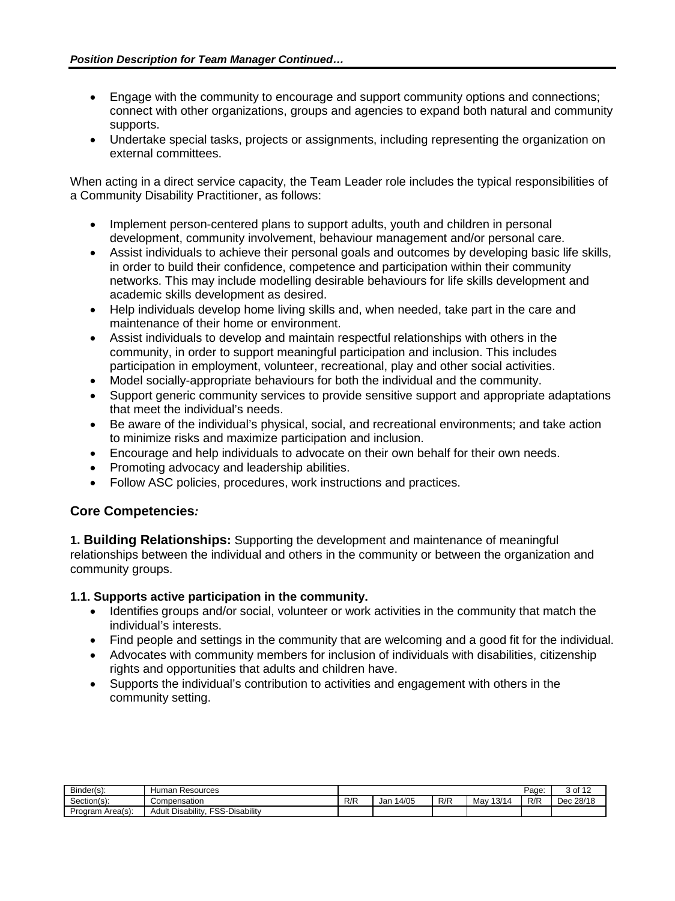- Engage with the community to encourage and support community options and connections; connect with other organizations, groups and agencies to expand both natural and community supports.
- Undertake special tasks, projects or assignments, including representing the organization on external committees.

When acting in a direct service capacity, the Team Leader role includes the typical responsibilities of a Community Disability Practitioner, as follows:

- Implement person-centered plans to support adults, youth and children in personal development, community involvement, behaviour management and/or personal care.
- Assist individuals to achieve their personal goals and outcomes by developing basic life skills, in order to build their confidence, competence and participation within their community networks. This may include modelling desirable behaviours for life skills development and academic skills development as desired.
- Help individuals develop home living skills and, when needed, take part in the care and maintenance of their home or environment.
- Assist individuals to develop and maintain respectful relationships with others in the community, in order to support meaningful participation and inclusion. This includes participation in employment, volunteer, recreational, play and other social activities.
- Model socially-appropriate behaviours for both the individual and the community.
- Support generic community services to provide sensitive support and appropriate adaptations that meet the individual's needs.
- Be aware of the individual's physical, social, and recreational environments; and take action to minimize risks and maximize participation and inclusion.
- Encourage and help individuals to advocate on their own behalf for their own needs.
- Promoting advocacy and leadership abilities.
- Follow ASC policies, procedures, work instructions and practices.

## Core Competencies:

**1. Building Relationships:** Supporting the development and maintenance of meaningful relationships between the individual and others in the community or between the organization and community groups.

### 1.1. Supports active participation in the community.

- Identifies groups and/or social, volunteer or work activities in the community that match the individual's interests.
- Find people and settings in the community that are welcoming and a good fit for the individual.
- Advocates with community members for inclusion of individuals with disabilities, citizenship rights and opportunities that adults and children have.
- Supports the individual's contribution to activities and engagement with others in the community setting.

| Binder(s): | Human Resources | | | | | Page: | 3 of 12 |
|---|---|---|---|---|---|---|---|
| Section(s): | Compensation | R/R | Jan 14/05 | R/R | May 13/14 | R/R | Dec 28/18 |
| Program Area(s): | Adult Disability, FSS-Disability | | | | | | |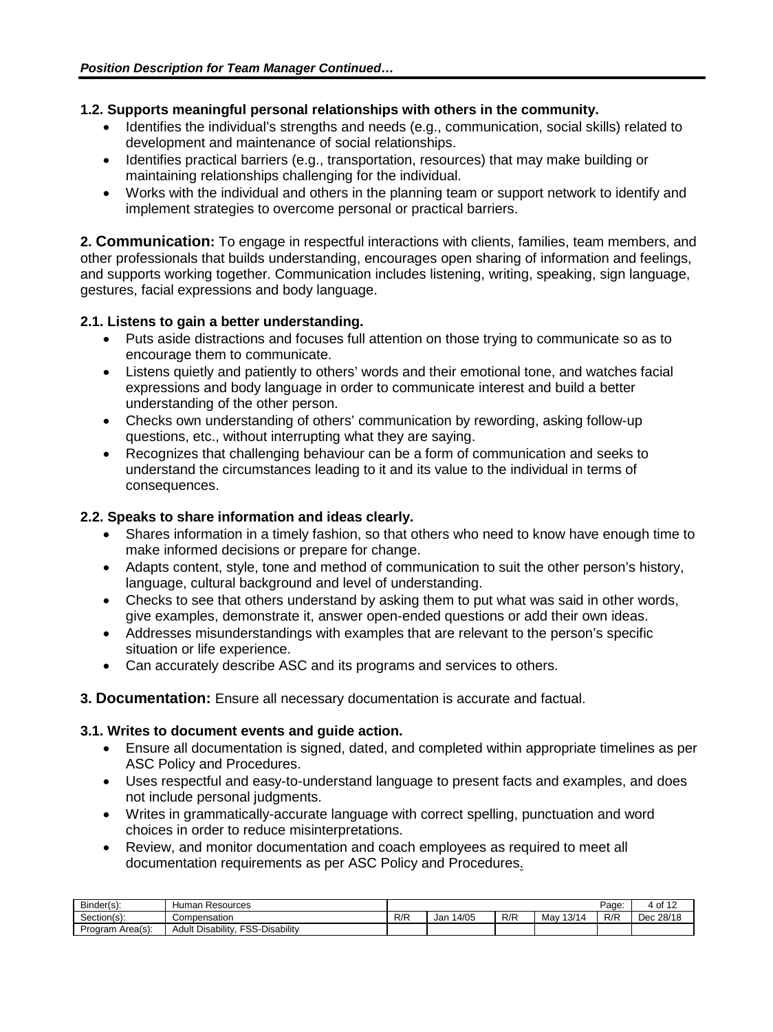### 1.2. Supports meaningful personal relationships with others in the community.

- Identifies the individual's strengths and needs (e.g., communication, social skills) related to development and maintenance of social relationships.
- Identifies practical barriers (e.g., transportation, resources) that may make building or maintaining relationships challenging for the individual.
- Works with the individual and others in the planning team or support network to identify and implement strategies to overcome personal or practical barriers.

**2. Communication:** To engage in respectful interactions with clients, families, team members, and other professionals that builds understanding, encourages open sharing of information and feelings, and supports working together. Communication includes listening, writing, speaking, sign language, gestures, facial expressions and body language.

### 2.1. Listens to gain a better understanding.

- Puts aside distractions and focuses full attention on those trying to communicate so as to encourage them to communicate.
- Listens quietly and patiently to others' words and their emotional tone, and watches facial expressions and body language in order to communicate interest and build a better understanding of the other person.
- Checks own understanding of others' communication by rewording, asking follow-up questions, etc., without interrupting what they are saying.
- Recognizes that challenging behaviour can be a form of communication and seeks to understand the circumstances leading to it and its value to the individual in terms of consequences.

### 2.2. Speaks to share information and ideas clearly.

- Shares information in a timely fashion, so that others who need to know have enough time to make informed decisions or prepare for change.
- Adapts content, style, tone and method of communication to suit the other person's history, language, cultural background and level of understanding.
- Checks to see that others understand by asking them to put what was said in other words, give examples, demonstrate it, answer open-ended questions or add their own ideas.
- Addresses misunderstandings with examples that are relevant to the person's specific situation or life experience.
- Can accurately describe ASC and its programs and services to others.

**3. Documentation:** Ensure all necessary documentation is accurate and factual.

### 3.1. Writes to document events and guide action.

- Ensure all documentation is signed, dated, and completed within appropriate timelines as per ASC Policy and Procedures.
- Uses respectful and easy-to-understand language to present facts and examples, and does not include personal judgments.
- Writes in grammatically-accurate language with correct spelling, punctuation and word choices in order to reduce misinterpretations.
- Review, and monitor documentation and coach employees as required to meet all documentation requirements as per ASC Policy and Procedures.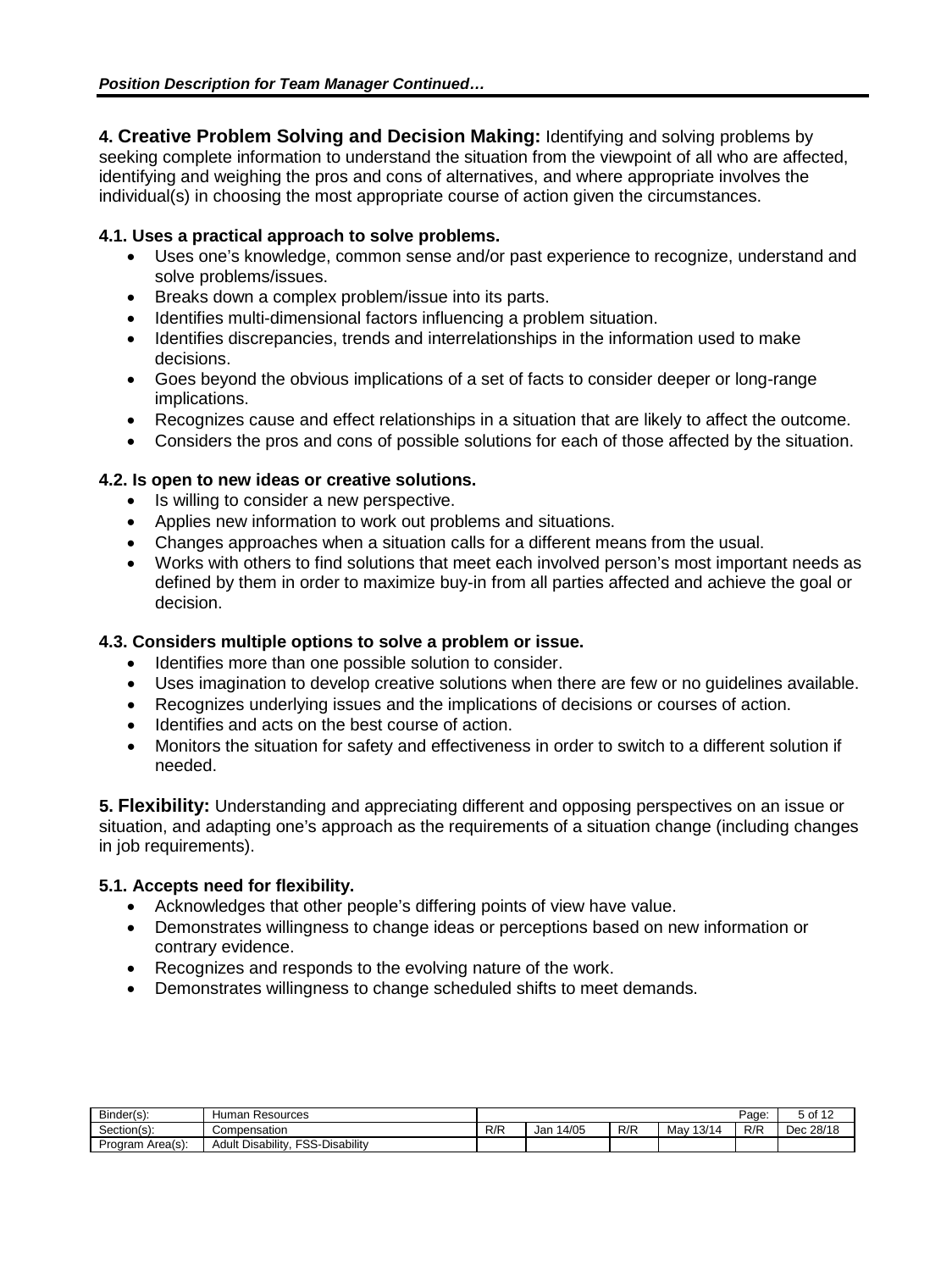**4. Creative Problem Solving and Decision Making:** Identifying and solving problems by seeking complete information to understand the situation from the viewpoint of all who are affected, identifying and weighing the pros and cons of alternatives, and where appropriate involves the individual(s) in choosing the most appropriate course of action given the circumstances.

**4.1. Uses a practical approach to solve problems.**

- Uses one's knowledge, common sense and/or past experience to recognize, understand and solve problems/issues.
- Breaks down a complex problem/issue into its parts.
- Identifies multi-dimensional factors influencing a problem situation.
- Identifies discrepancies, trends and interrelationships in the information used to make decisions.
- Goes beyond the obvious implications of a set of facts to consider deeper or long-range implications.
- Recognizes cause and effect relationships in a situation that are likely to affect the outcome.
- Considers the pros and cons of possible solutions for each of those affected by the situation.

**4.2. Is open to new ideas or creative solutions.**

- Is willing to consider a new perspective.
- Applies new information to work out problems and situations.
- Changes approaches when a situation calls for a different means from the usual.
- Works with others to find solutions that meet each involved person's most important needs as defined by them in order to maximize buy-in from all parties affected and achieve the goal or decision.

**4.3. Considers multiple options to solve a problem or issue.**

- Identifies more than one possible solution to consider.
- Uses imagination to develop creative solutions when there are few or no guidelines available.
- Recognizes underlying issues and the implications of decisions or courses of action.
- Identifies and acts on the best course of action.
- Monitors the situation for safety and effectiveness in order to switch to a different solution if needed.

**5. Flexibility:** Understanding and appreciating different and opposing perspectives on an issue or situation, and adapting one's approach as the requirements of a situation change (including changes in job requirements).

**5.1. Accepts need for flexibility.**

- Acknowledges that other people's differing points of view have value.
- Demonstrates willingness to change ideas or perceptions based on new information or contrary evidence.
- Recognizes and responds to the evolving nature of the work.
- Demonstrates willingness to change scheduled shifts to meet demands.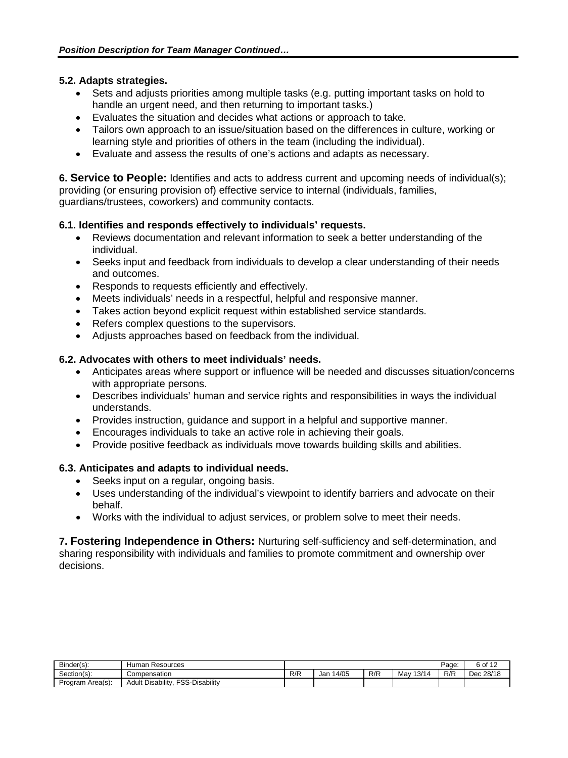### 5.2. Adapts strategies.

- Sets and adjusts priorities among multiple tasks (e.g. putting important tasks on hold to handle an urgent need, and then returning to important tasks.)
- Evaluates the situation and decides what actions or approach to take.
- Tailors own approach to an issue/situation based on the differences in culture, working or learning style and priorities of others in the team (including the individual).
- Evaluate and assess the results of one's actions and adapts as necessary.

**6. Service to People:** Identifies and acts to address current and upcoming needs of individual(s); providing (or ensuring provision of) effective service to internal (individuals, families, guardians/trustees, coworkers) and community contacts.

### 6.1. Identifies and responds effectively to individuals' requests.

- Reviews documentation and relevant information to seek a better understanding of the individual.
- Seeks input and feedback from individuals to develop a clear understanding of their needs and outcomes.
- Responds to requests efficiently and effectively.
- Meets individuals' needs in a respectful, helpful and responsive manner.
- Takes action beyond explicit request within established service standards.
- Refers complex questions to the supervisors.
- Adjusts approaches based on feedback from the individual.

### 6.2. Advocates with others to meet individuals' needs.

- Anticipates areas where support or influence will be needed and discusses situation/concerns with appropriate persons.
- Describes individuals' human and service rights and responsibilities in ways the individual understands.
- Provides instruction, guidance and support in a helpful and supportive manner.
- Encourages individuals to take an active role in achieving their goals.
- Provide positive feedback as individuals move towards building skills and abilities.

### 6.3. Anticipates and adapts to individual needs.

- Seeks input on a regular, ongoing basis.
- Uses understanding of the individual's viewpoint to identify barriers and advocate on their behalf.
- Works with the individual to adjust services, or problem solve to meet their needs.

**7. Fostering Independence in Others:** Nurturing self-sufficiency and self-determination, and sharing responsibility with individuals and families to promote commitment and ownership over decisions.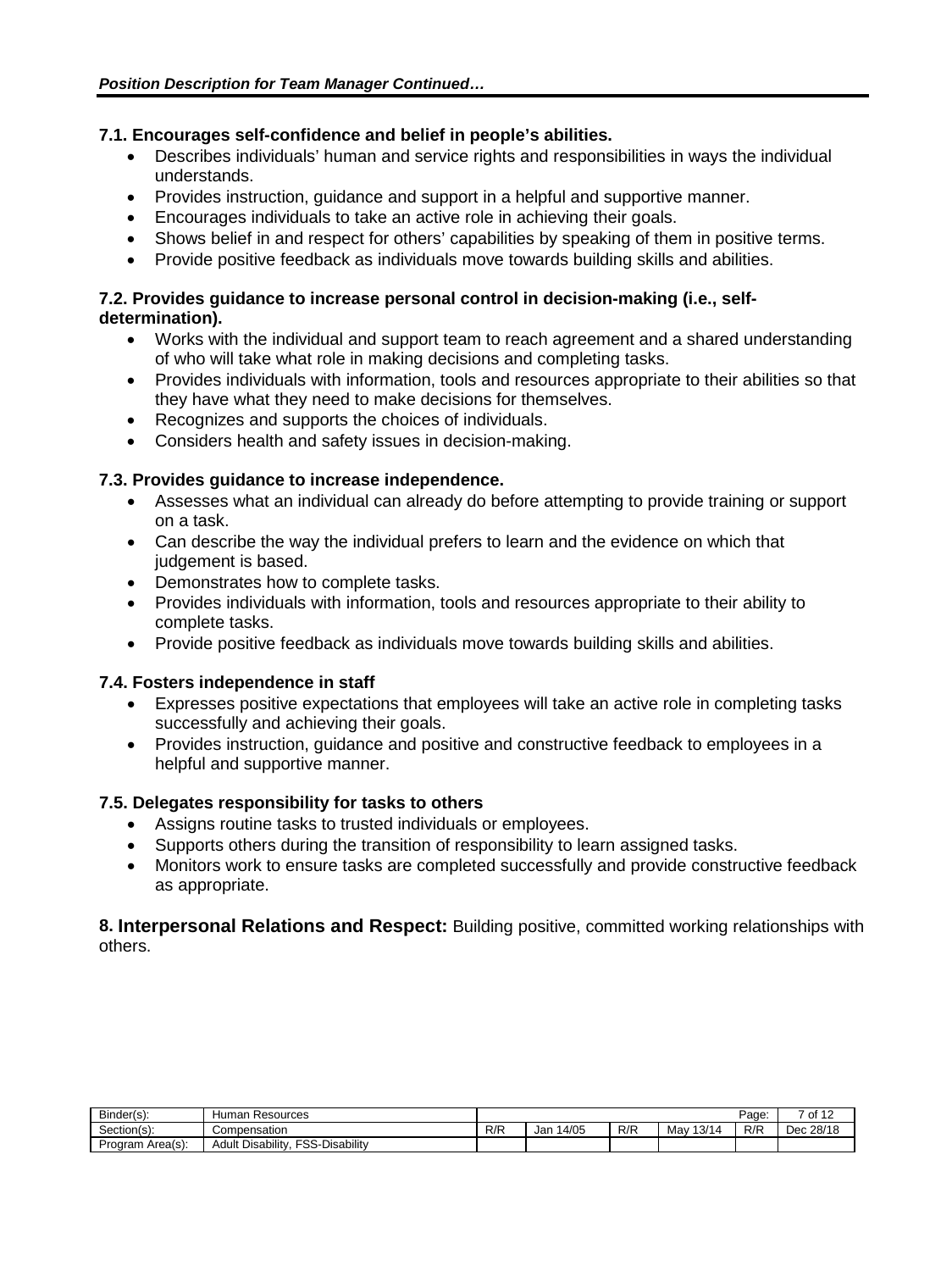**7.1. Encourages self-confidence and belief in people's abilities.**

- Describes individuals' human and service rights and responsibilities in ways the individual understands.
- Provides instruction, guidance and support in a helpful and supportive manner.
- Encourages individuals to take an active role in achieving their goals.
- Shows belief in and respect for others' capabilities by speaking of them in positive terms.
- Provide positive feedback as individuals move towards building skills and abilities.

**7.2. Provides guidance to increase personal control in decision-making (i.e., self-determination).**

- Works with the individual and support team to reach agreement and a shared understanding of who will take what role in making decisions and completing tasks.
- Provides individuals with information, tools and resources appropriate to their abilities so that they have what they need to make decisions for themselves.
- Recognizes and supports the choices of individuals.
- Considers health and safety issues in decision-making.

**7.3. Provides guidance to increase independence.**

- Assesses what an individual can already do before attempting to provide training or support on a task.
- Can describe the way the individual prefers to learn and the evidence on which that judgement is based.
- Demonstrates how to complete tasks.
- Provides individuals with information, tools and resources appropriate to their ability to complete tasks.
- Provide positive feedback as individuals move towards building skills and abilities.

**7.4. Fosters independence in staff**

- Expresses positive expectations that employees will take an active role in completing tasks successfully and achieving their goals.
- Provides instruction, guidance and positive and constructive feedback to employees in a helpful and supportive manner.

**7.5. Delegates responsibility for tasks to others**

- Assigns routine tasks to trusted individuals or employees.
- Supports others during the transition of responsibility to learn assigned tasks.
- Monitors work to ensure tasks are completed successfully and provide constructive feedback as appropriate.

**8. Interpersonal Relations and Respect:** Building positive, committed working relationships with others.

| Binder(s): | Human Resources | | | | | Page: | 7 of 12 |
|---|---|---|---|---|---|---|---|
| Section(s): | Compensation | R/R | Jan 14/05 | R/R | May 13/14 | R/R | Dec 28/18 |
| Program Area(s): | Adult Disability, FSS-Disability | | | | | | |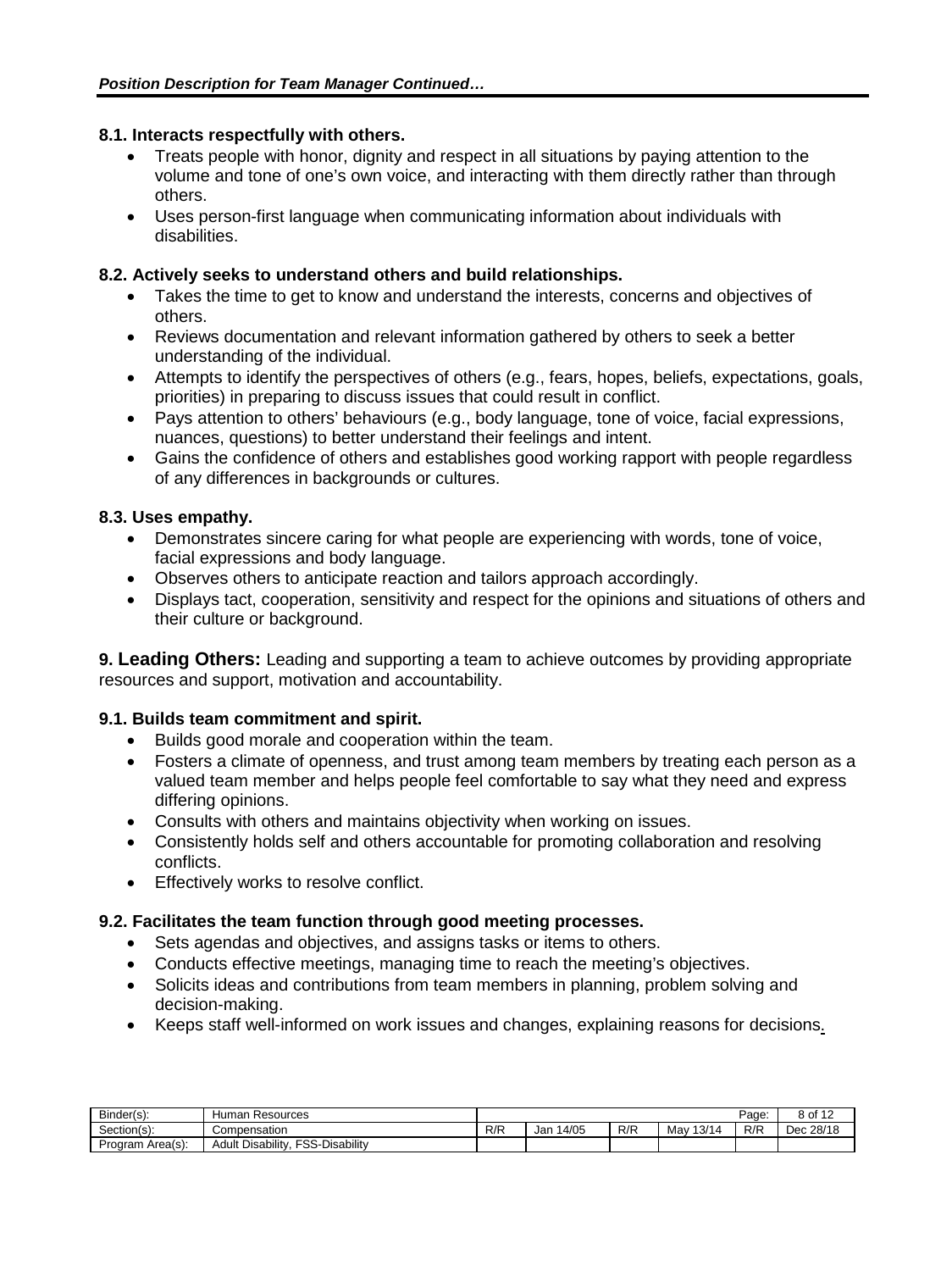**8.1. Interacts respectfully with others.**

- Treats people with honor, dignity and respect in all situations by paying attention to the volume and tone of one's own voice, and interacting with them directly rather than through others.
- Uses person-first language when communicating information about individuals with disabilities.

**8.2. Actively seeks to understand others and build relationships.**

- Takes the time to get to know and understand the interests, concerns and objectives of others.
- Reviews documentation and relevant information gathered by others to seek a better understanding of the individual.
- Attempts to identify the perspectives of others (e.g., fears, hopes, beliefs, expectations, goals, priorities) in preparing to discuss issues that could result in conflict.
- Pays attention to others' behaviours (e.g., body language, tone of voice, facial expressions, nuances, questions) to better understand their feelings and intent.
- Gains the confidence of others and establishes good working rapport with people regardless of any differences in backgrounds or cultures.

**8.3. Uses empathy.**

- Demonstrates sincere caring for what people are experiencing with words, tone of voice, facial expressions and body language.
- Observes others to anticipate reaction and tailors approach accordingly.
- Displays tact, cooperation, sensitivity and respect for the opinions and situations of others and their culture or background.

**9. Leading Others:** Leading and supporting a team to achieve outcomes by providing appropriate resources and support, motivation and accountability.

**9.1. Builds team commitment and spirit.**

- Builds good morale and cooperation within the team.
- Fosters a climate of openness, and trust among team members by treating each person as a valued team member and helps people feel comfortable to say what they need and express differing opinions.
- Consults with others and maintains objectivity when working on issues.
- Consistently holds self and others accountable for promoting collaboration and resolving conflicts.
- Effectively works to resolve conflict.

**9.2. Facilitates the team function through good meeting processes.**

- Sets agendas and objectives, and assigns tasks or items to others.
- Conducts effective meetings, managing time to reach the meeting's objectives.
- Solicits ideas and contributions from team members in planning, problem solving and decision-making.
- Keeps staff well-informed on work issues and changes, explaining reasons for decisions.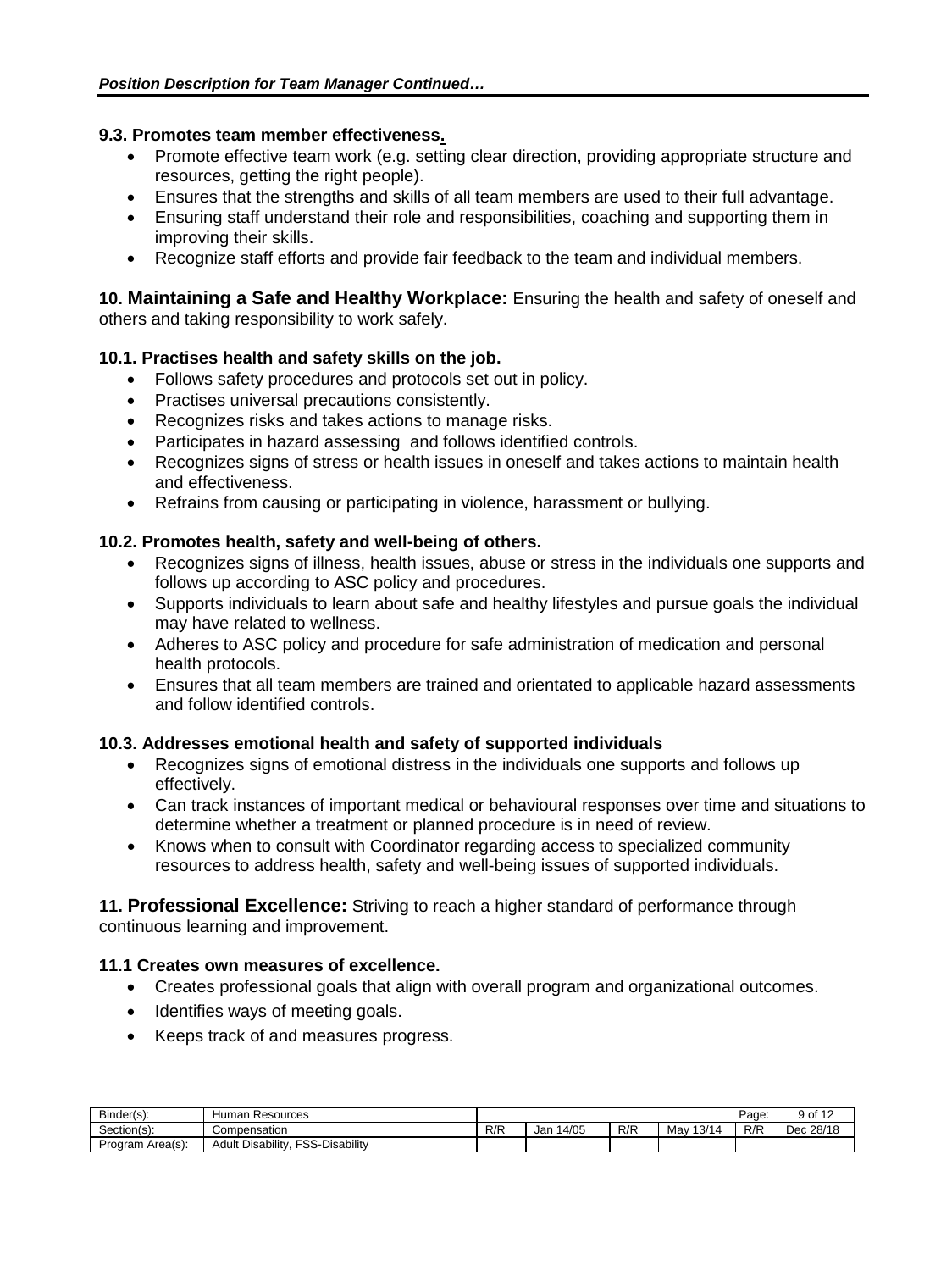**9.3. Promotes team member effectiveness.**

- Promote effective team work (e.g. setting clear direction, providing appropriate structure and resources, getting the right people).
- Ensures that the strengths and skills of all team members are used to their full advantage.
- Ensuring staff understand their role and responsibilities, coaching and supporting them in improving their skills.
- Recognize staff efforts and provide fair feedback to the team and individual members.

**10. Maintaining a Safe and Healthy Workplace:** Ensuring the health and safety of oneself and others and taking responsibility to work safely.

**10.1. Practises health and safety skills on the job.**

- Follows safety procedures and protocols set out in policy.
- Practises universal precautions consistently.
- Recognizes risks and takes actions to manage risks.
- Participates in hazard assessing and follows identified controls.
- Recognizes signs of stress or health issues in oneself and takes actions to maintain health and effectiveness.
- Refrains from causing or participating in violence, harassment or bullying.

**10.2. Promotes health, safety and well-being of others.**

- Recognizes signs of illness, health issues, abuse or stress in the individuals one supports and follows up according to ASC policy and procedures.
- Supports individuals to learn about safe and healthy lifestyles and pursue goals the individual may have related to wellness.
- Adheres to ASC policy and procedure for safe administration of medication and personal health protocols.
- Ensures that all team members are trained and orientated to applicable hazard assessments and follow identified controls.

**10.3. Addresses emotional health and safety of supported individuals**

- Recognizes signs of emotional distress in the individuals one supports and follows up effectively.
- Can track instances of important medical or behavioural responses over time and situations to determine whether a treatment or planned procedure is in need of review.
- Knows when to consult with Coordinator regarding access to specialized community resources to address health, safety and well-being issues of supported individuals.

**11. Professional Excellence:** Striving to reach a higher standard of performance through continuous learning and improvement.

**11.1 Creates own measures of excellence.**

- Creates professional goals that align with overall program and organizational outcomes.
- Identifies ways of meeting goals.
- Keeps track of and measures progress.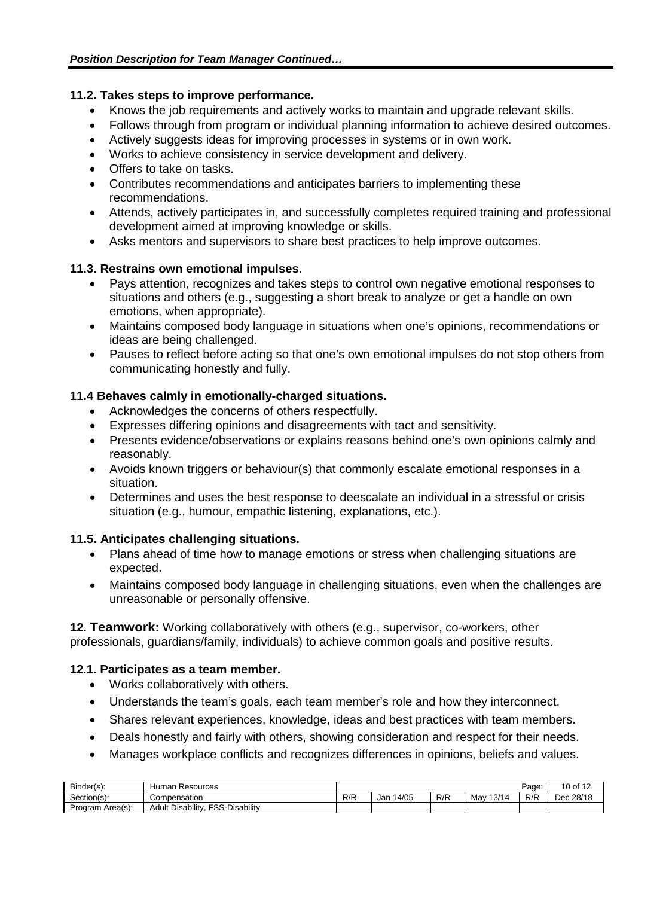### 11.2. Takes steps to improve performance.

- Knows the job requirements and actively works to maintain and upgrade relevant skills.
- Follows through from program or individual planning information to achieve desired outcomes.
- Actively suggests ideas for improving processes in systems or in own work.
- Works to achieve consistency in service development and delivery.
- Offers to take on tasks.
- Contributes recommendations and anticipates barriers to implementing these recommendations.
- Attends, actively participates in, and successfully completes required training and professional development aimed at improving knowledge or skills.
- Asks mentors and supervisors to share best practices to help improve outcomes.

### 11.3. Restrains own emotional impulses.

- Pays attention, recognizes and takes steps to control own negative emotional responses to situations and others (e.g., suggesting a short break to analyze or get a handle on own emotions, when appropriate).
- Maintains composed body language in situations when one's opinions, recommendations or ideas are being challenged.
- Pauses to reflect before acting so that one's own emotional impulses do not stop others from communicating honestly and fully.

### 11.4 Behaves calmly in emotionally-charged situations.

- Acknowledges the concerns of others respectfully.
- Expresses differing opinions and disagreements with tact and sensitivity.
- Presents evidence/observations or explains reasons behind one's own opinions calmly and reasonably.
- Avoids known triggers or behaviour(s) that commonly escalate emotional responses in a situation.
- Determines and uses the best response to deescalate an individual in a stressful or crisis situation (e.g., humour, empathic listening, explanations, etc.).

### 11.5. Anticipates challenging situations.

- Plans ahead of time how to manage emotions or stress when challenging situations are expected.
- Maintains composed body language in challenging situations, even when the challenges are unreasonable or personally offensive.

**12. Teamwork:** Working collaboratively with others (e.g., supervisor, co-workers, other professionals, guardians/family, individuals) to achieve common goals and positive results.

### 12.1. Participates as a team member.

- Works collaboratively with others.
- Understands the team's goals, each team member's role and how they interconnect.
- Shares relevant experiences, knowledge, ideas and best practices with team members.
- Deals honestly and fairly with others, showing consideration and respect for their needs.
- Manages workplace conflicts and recognizes differences in opinions, beliefs and values.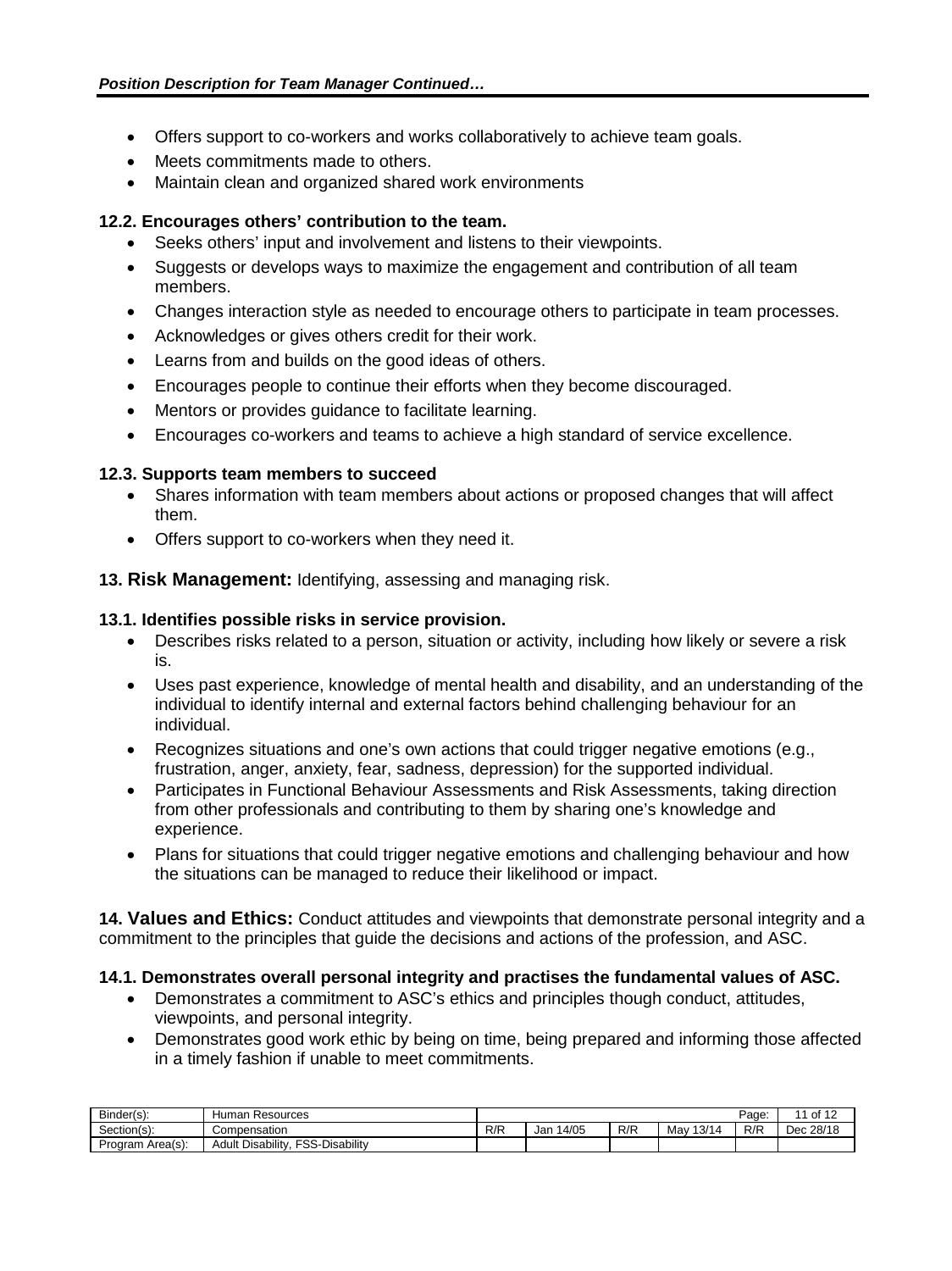- Offers support to co-workers and works collaboratively to achieve team goals.
- Meets commitments made to others.
- Maintain clean and organized shared work environments

**12.2. Encourages others' contribution to the team.**

- Seeks others' input and involvement and listens to their viewpoints.
- Suggests or develops ways to maximize the engagement and contribution of all team members.
- Changes interaction style as needed to encourage others to participate in team processes.
- Acknowledges or gives others credit for their work.
- Learns from and builds on the good ideas of others.
- Encourages people to continue their efforts when they become discouraged.
- Mentors or provides guidance to facilitate learning.
- Encourages co-workers and teams to achieve a high standard of service excellence.

**12.3. Supports team members to succeed**

- Shares information with team members about actions or proposed changes that will affect them.
- Offers support to co-workers when they need it.

**13. Risk Management:** Identifying, assessing and managing risk.

**13.1. Identifies possible risks in service provision.**

- Describes risks related to a person, situation or activity, including how likely or severe a risk is.
- Uses past experience, knowledge of mental health and disability, and an understanding of the individual to identify internal and external factors behind challenging behaviour for an individual.
- Recognizes situations and one's own actions that could trigger negative emotions (e.g., frustration, anger, anxiety, fear, sadness, depression) for the supported individual.
- Participates in Functional Behaviour Assessments and Risk Assessments, taking direction from other professionals and contributing to them by sharing one's knowledge and experience.
- Plans for situations that could trigger negative emotions and challenging behaviour and how the situations can be managed to reduce their likelihood or impact.

**14. Values and Ethics:** Conduct attitudes and viewpoints that demonstrate personal integrity and a commitment to the principles that guide the decisions and actions of the profession, and ASC.

**14.1. Demonstrates overall personal integrity and practises the fundamental values of ASC.**

- Demonstrates a commitment to ASC's ethics and principles though conduct, attitudes, viewpoints, and personal integrity.
- Demonstrates good work ethic by being on time, being prepared and informing those affected in a timely fashion if unable to meet commitments.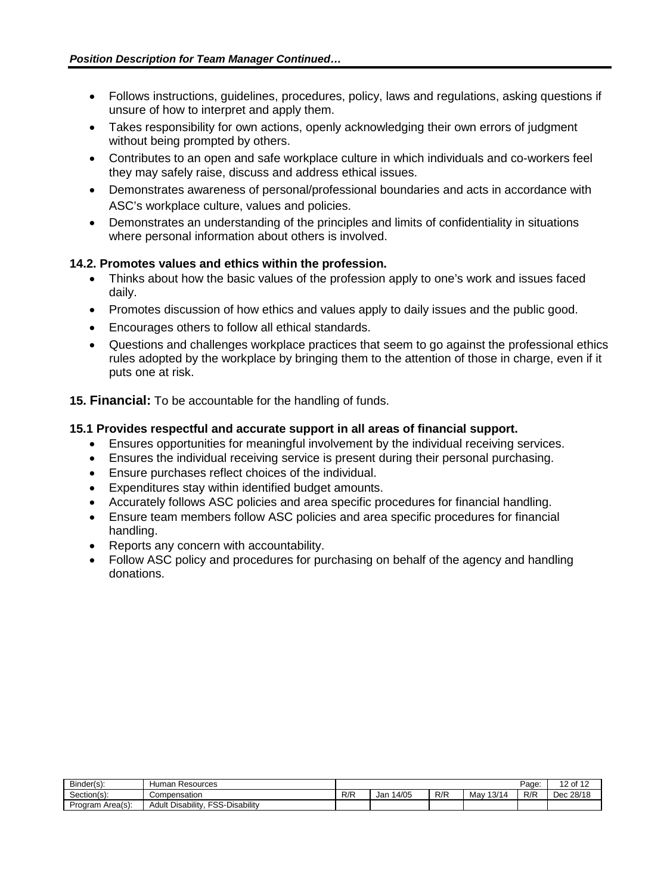- Follows instructions, guidelines, procedures, policy, laws and regulations, asking questions if unsure of how to interpret and apply them.
- Takes responsibility for own actions, openly acknowledging their own errors of judgment without being prompted by others.
- Contributes to an open and safe workplace culture in which individuals and co-workers feel they may safely raise, discuss and address ethical issues.
- Demonstrates awareness of personal/professional boundaries and acts in accordance with ASC's workplace culture, values and policies.
- Demonstrates an understanding of the principles and limits of confidentiality in situations where personal information about others is involved.

**14.2. Promotes values and ethics within the profession.**

- Thinks about how the basic values of the profession apply to one's work and issues faced daily.
- Promotes discussion of how ethics and values apply to daily issues and the public good.
- Encourages others to follow all ethical standards.
- Questions and challenges workplace practices that seem to go against the professional ethics rules adopted by the workplace by bringing them to the attention of those in charge, even if it puts one at risk.

**15. Financial:** To be accountable for the handling of funds.

**15.1 Provides respectful and accurate support in all areas of financial support.**

- Ensures opportunities for meaningful involvement by the individual receiving services.
- Ensures the individual receiving service is present during their personal purchasing.
- Ensure purchases reflect choices of the individual.
- Expenditures stay within identified budget amounts.
- Accurately follows ASC policies and area specific procedures for financial handling.
- Ensure team members follow ASC policies and area specific procedures for financial handling.
- Reports any concern with accountability.
- Follow ASC policy and procedures for purchasing on behalf of the agency and handling donations.

| | | | | | | | |
|---|---|---|---|---|---|---|---|
| Binder(s): | Human Resources | | | | | Page: | 12 of 12 |
| Section(s): | Compensation | R/R | Jan 14/05 | R/R | May 13/14 | R/R | Dec 28/18 |
| Program Area(s): | Adult Disability, FSS-Disability | | | | | | |